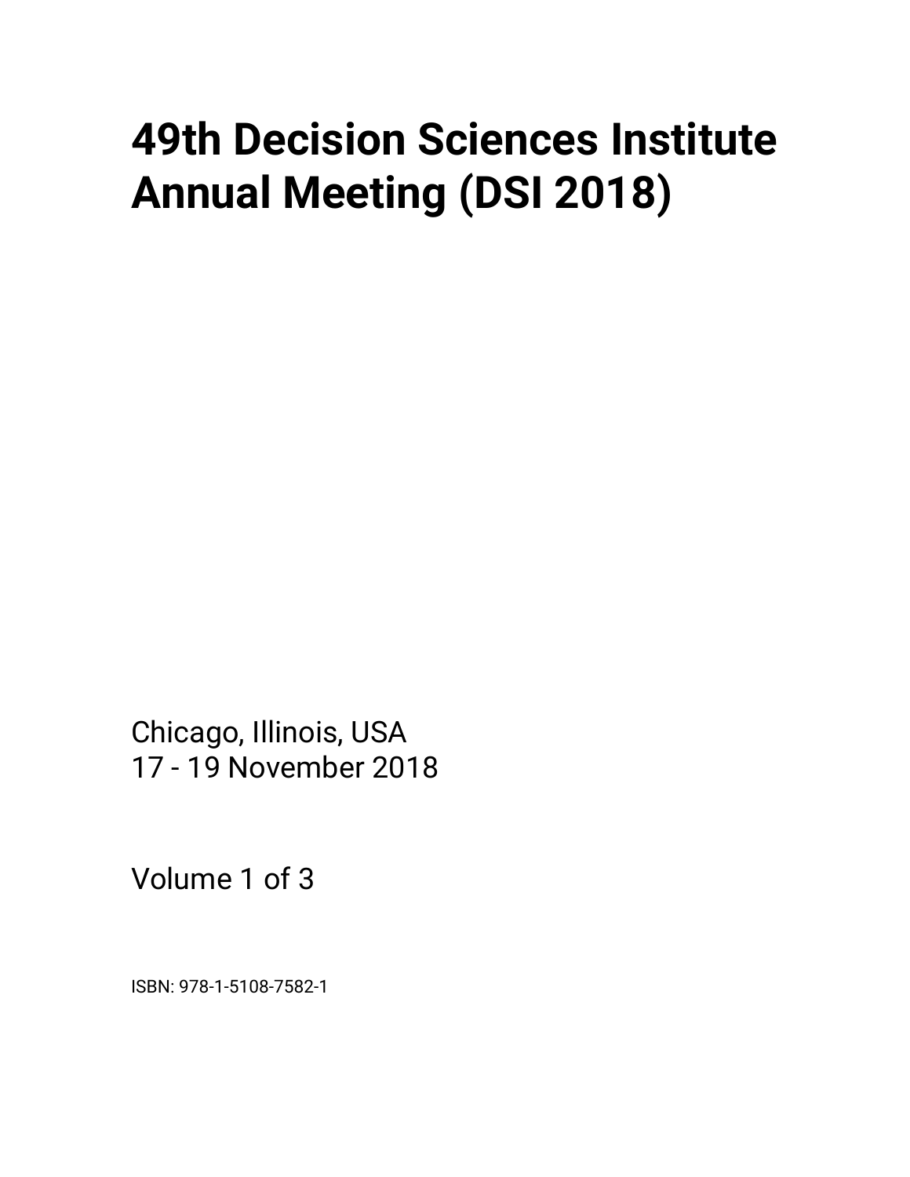# 49th Decision Sciences Institute Annual Meeting (DSI 2018)

Chicago, Illinois, USA
17 - 19 November 2018

Volume 1 of 3

ISBN: 978-1-5108-7582-1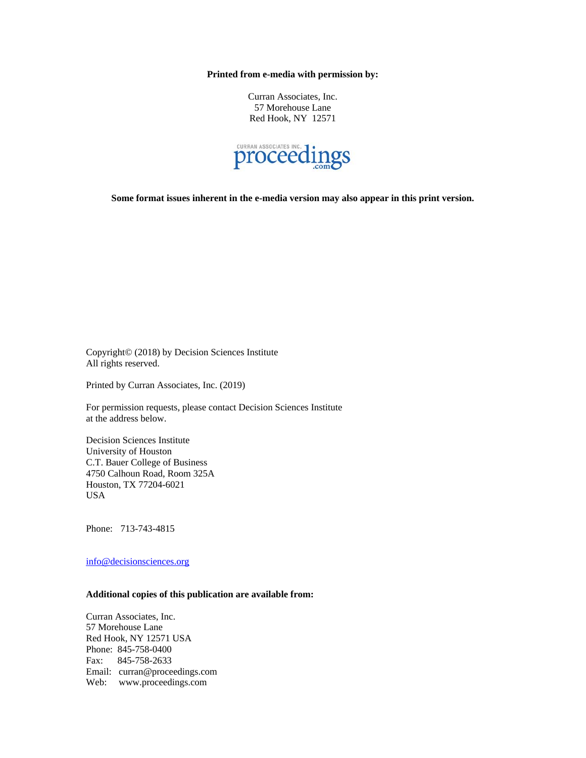**Printed from e-media with permission by:**

Curran Associates, Inc.
57 Morehouse Lane
Red Hook, NY 12571

CURRAN ASSOCIATES INC. proceedings.com

**Some format issues inherent in the e-media version may also appear in this print version.**

Copyright© (2018) by Decision Sciences Institute
All rights reserved.

Printed by Curran Associates, Inc. (2019)

For permission requests, please contact Decision Sciences Institute at the address below.

Decision Sciences Institute
University of Houston
C.T. Bauer College of Business
4750 Calhoun Road, Room 325A
Houston, TX 77204-6021
USA

Phone: 713-743-4815

info@decisionsciences.org

**Additional copies of this publication are available from:**

Curran Associates, Inc.
57 Morehouse Lane
Red Hook, NY 12571 USA
Phone: 845-758-0400
Fax: 845-758-2633
Email: curran@proceedings.com
Web: www.proceedings.com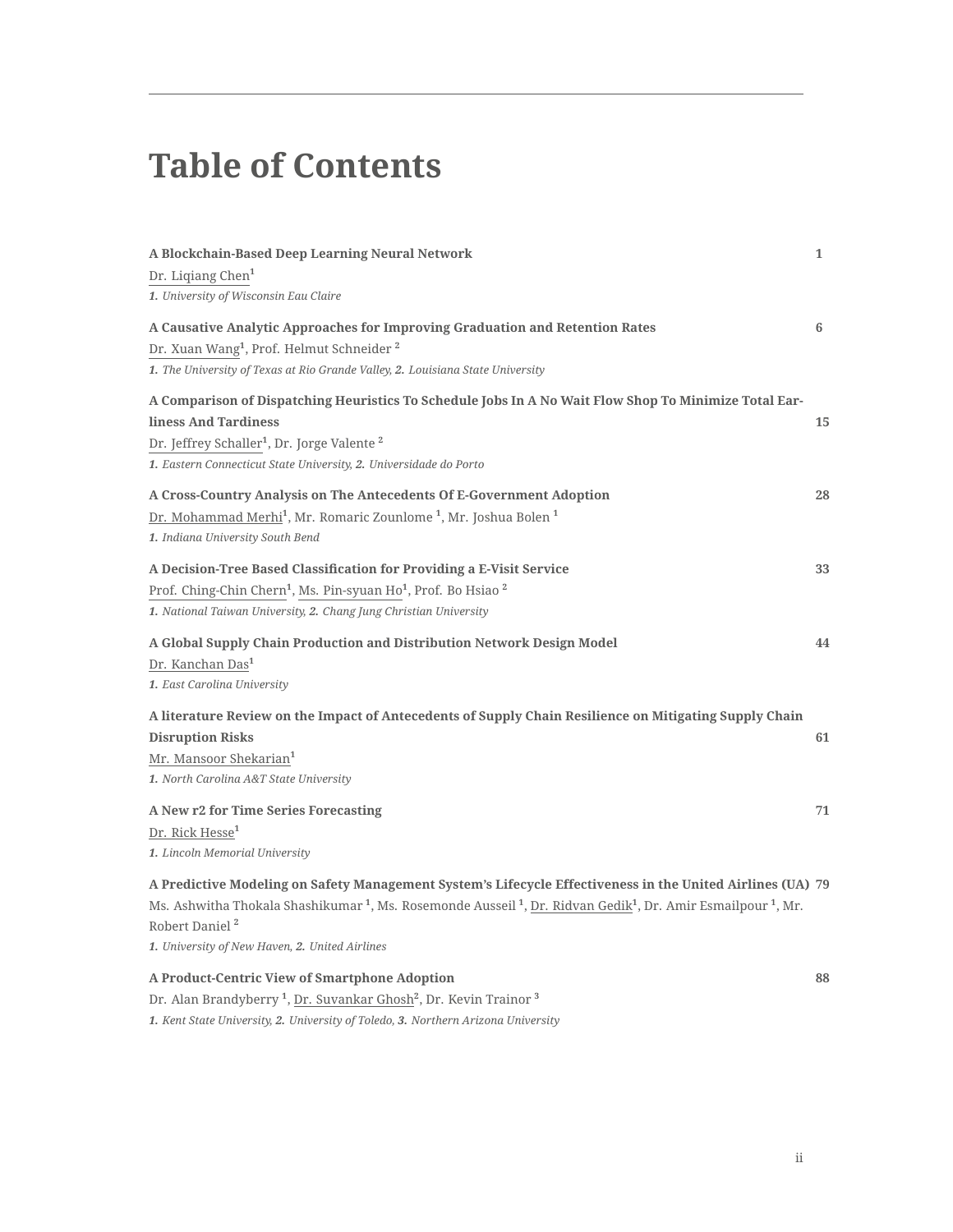# Table of Contents

**A Blockchain-Based Deep Learning Neural Network** **1**
Dr. Liqiang Chen[1]
*1. University of Wisconsin Eau Claire*

**A Causative Analytic Approaches for Improving Graduation and Retention Rates** **6**
Dr. Xuan Wang[1], Prof. Helmut Schneider [2]
*1. The University of Texas at Rio Grande Valley, 2. Louisiana State University*

**A Comparison of Dispatching Heuristics To Schedule Jobs In A No Wait Flow Shop To Minimize Total Earliness And Tardiness** **15**
Dr. Jeffrey Schaller[1], Dr. Jorge Valente [2]
*1. Eastern Connecticut State University, 2. Universidade do Porto*

**A Cross-Country Analysis on The Antecedents Of E-Government Adoption** **28**
Dr. Mohammad Merhi[1], Mr. Romaric Zounlome [1], Mr. Joshua Bolen [1]
*1. Indiana University South Bend*

**A Decision-Tree Based Classification for Providing a E-Visit Service** **33**
Prof. Ching-Chin Chern[1], Ms. Pin-syuan Ho[1], Prof. Bo Hsiao [2]
*1. National Taiwan University, 2. Chang Jung Christian University*

**A Global Supply Chain Production and Distribution Network Design Model** **44**
Dr. Kanchan Das[1]
*1. East Carolina University*

**A literature Review on the Impact of Antecedents of Supply Chain Resilience on Mitigating Supply Chain Disruption Risks** **61**
Mr. Mansoor Shekarian[1]
*1. North Carolina A&T State University*

**A New r2 for Time Series Forecasting** **71**
Dr. Rick Hesse[1]
*1. Lincoln Memorial University*

**A Predictive Modeling on Safety Management System's Lifecycle Effectiveness in the United Airlines (UA)** **79**
Ms. Ashwitha Thokala Shashikumar [1], Ms. Rosemonde Ausseil [1], Dr. Ridvan Gedik[1], Dr. Amir Esmailpour [1], Mr. Robert Daniel [2]
*1. University of New Haven, 2. United Airlines*

**A Product-Centric View of Smartphone Adoption** **88**
Dr. Alan Brandyberry [1], Dr. Suvankar Ghosh[2], Dr. Kevin Trainor [3]
*1. Kent State University, 2. University of Toledo, 3. Northern Arizona University*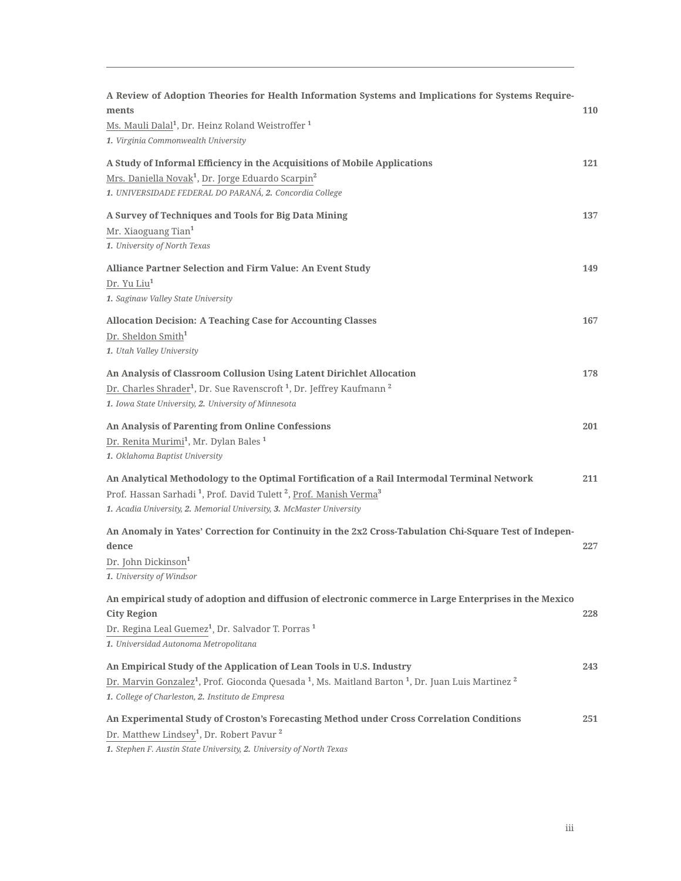**A Review of Adoption Theories for Health Information Systems and Implications for Systems Requirements** **110**

Ms. Mauli Dalal[1], Dr. Heinz Roland Weistroffer [1]

*1. Virginia Commonwealth University*

**A Study of Informal Efficiency in the Acquisitions of Mobile Applications** **121**

Mrs. Daniella Novak[1], Dr. Jorge Eduardo Scarpin[2]

*1. UNIVERSIDADE FEDERAL DO PARANÁ, 2. Concordia College*

**A Survey of Techniques and Tools for Big Data Mining** **137**

Mr. Xiaoguang Tian[1]

*1. University of North Texas*

**Alliance Partner Selection and Firm Value: An Event Study** **149**

Dr. Yu Liu[1]

*1. Saginaw Valley State University*

**Allocation Decision: A Teaching Case for Accounting Classes** **167**

Dr. Sheldon Smith[1]

*1. Utah Valley University*

**An Analysis of Classroom Collusion Using Latent Dirichlet Allocation** **178**

Dr. Charles Shrader[1], Dr. Sue Ravenscroft [1], Dr. Jeffrey Kaufmann [2]

*1. Iowa State University, 2. University of Minnesota*

**An Analysis of Parenting from Online Confessions** **201**

Dr. Renita Murimi[1], Mr. Dylan Bales [1]

*1. Oklahoma Baptist University*

**An Analytical Methodology to the Optimal Fortification of a Rail Intermodal Terminal Network** **211**

Prof. Hassan Sarhadi [1], Prof. David Tulett [2], Prof. Manish Verma[3]

*1. Acadia University, 2. Memorial University, 3. McMaster University*

**An Anomaly in Yates' Correction for Continuity in the 2x2 Cross-Tabulation Chi-Square Test of Independence** **227**

Dr. John Dickinson[1]

*1. University of Windsor*

**An empirical study of adoption and diffusion of electronic commerce in Large Enterprises in the Mexico City Region** **228**

Dr. Regina Leal Guemez[1], Dr. Salvador T. Porras [1]

*1. Universidad Autonoma Metropolitana*

**An Empirical Study of the Application of Lean Tools in U.S. Industry** **243**

Dr. Marvin Gonzalez[1], Prof. Gioconda Quesada [1], Ms. Maitland Barton [1], Dr. Juan Luis Martinez [2]

*1. College of Charleston, 2. Instituto de Empresa*

**An Experimental Study of Croston's Forecasting Method under Cross Correlation Conditions** **251**

Dr. Matthew Lindsey[1], Dr. Robert Pavur [2]

*1. Stephen F. Austin State University, 2. University of North Texas*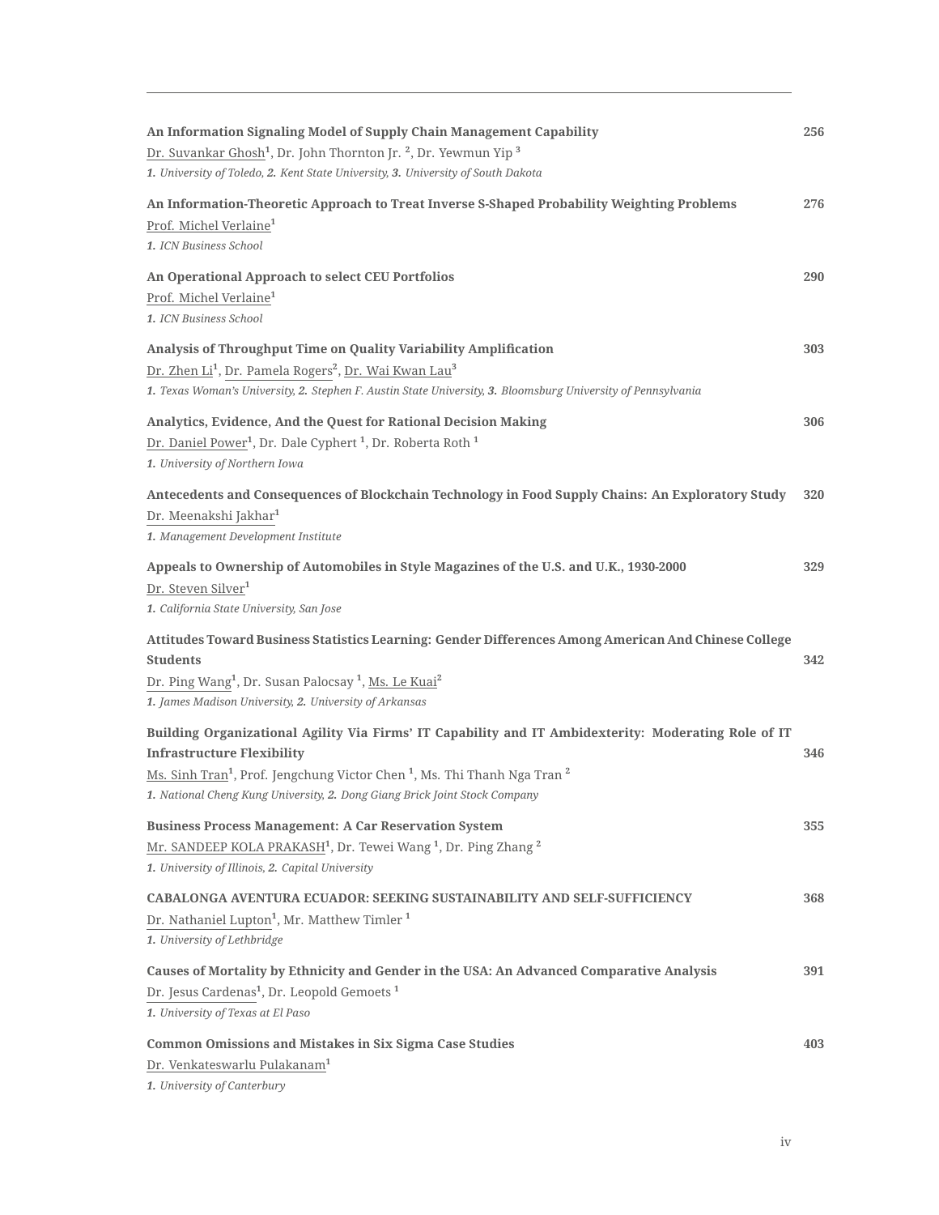**An Information Signaling Model of Supply Chain Management Capability** **256**

Dr. Suvankar Ghosh[1], Dr. John Thornton Jr. [2], Dr. Yewmun Yip [3]

*1. University of Toledo, 2. Kent State University, 3. University of South Dakota*

**An Information-Theoretic Approach to Treat Inverse S-Shaped Probability Weighting Problems** **276**

Prof. Michel Verlaine[1]

*1. ICN Business School*

**An Operational Approach to select CEU Portfolios** **290**

Prof. Michel Verlaine[1]

*1. ICN Business School*

**Analysis of Throughput Time on Quality Variability Amplification** **303**

Dr. Zhen Li[1], Dr. Pamela Rogers[2], Dr. Wai Kwan Lau[3]

*1. Texas Woman's University, 2. Stephen F. Austin State University, 3. Bloomsburg University of Pennsylvania*

**Analytics, Evidence, And the Quest for Rational Decision Making** **306**

Dr. Daniel Power[1], Dr. Dale Cyphert [1], Dr. Roberta Roth [1]

*1. University of Northern Iowa*

**Antecedents and Consequences of Blockchain Technology in Food Supply Chains: An Exploratory Study** **320**

Dr. Meenakshi Jakhar[1]

*1. Management Development Institute*

**Appeals to Ownership of Automobiles in Style Magazines of the U.S. and U.K., 1930-2000** **329**

Dr. Steven Silver[1]

*1. California State University, San Jose*

**Attitudes Toward Business Statistics Learning: Gender Differences Among American And Chinese College Students** **342**

Dr. Ping Wang[1], Dr. Susan Palocsay [1], Ms. Le Kuai[2]

*1. James Madison University, 2. University of Arkansas*

**Building Organizational Agility Via Firms' IT Capability and IT Ambidexterity: Moderating Role of IT Infrastructure Flexibility** **346**

Ms. Sinh Tran[1], Prof. Jengchung Victor Chen [1], Ms. Thi Thanh Nga Tran [2]

*1. National Cheng Kung University, 2. Dong Giang Brick Joint Stock Company*

**Business Process Management: A Car Reservation System** **355**

Mr. SANDEEP KOLA PRAKASH[1], Dr. Tewei Wang [1], Dr. Ping Zhang [2]

*1. University of Illinois, 2. Capital University*

**CABALONGA AVENTURA ECUADOR: SEEKING SUSTAINABILITY AND SELF-SUFFICIENCY** **368**

Dr. Nathaniel Lupton[1], Mr. Matthew Timler [1]

*1. University of Lethbridge*

**Causes of Mortality by Ethnicity and Gender in the USA: An Advanced Comparative Analysis** **391**

Dr. Jesus Cardenas[1], Dr. Leopold Gemoets [1]

*1. University of Texas at El Paso*

**Common Omissions and Mistakes in Six Sigma Case Studies** **403**

Dr. Venkateswarlu Pulakanam[1]

*1. University of Canterbury*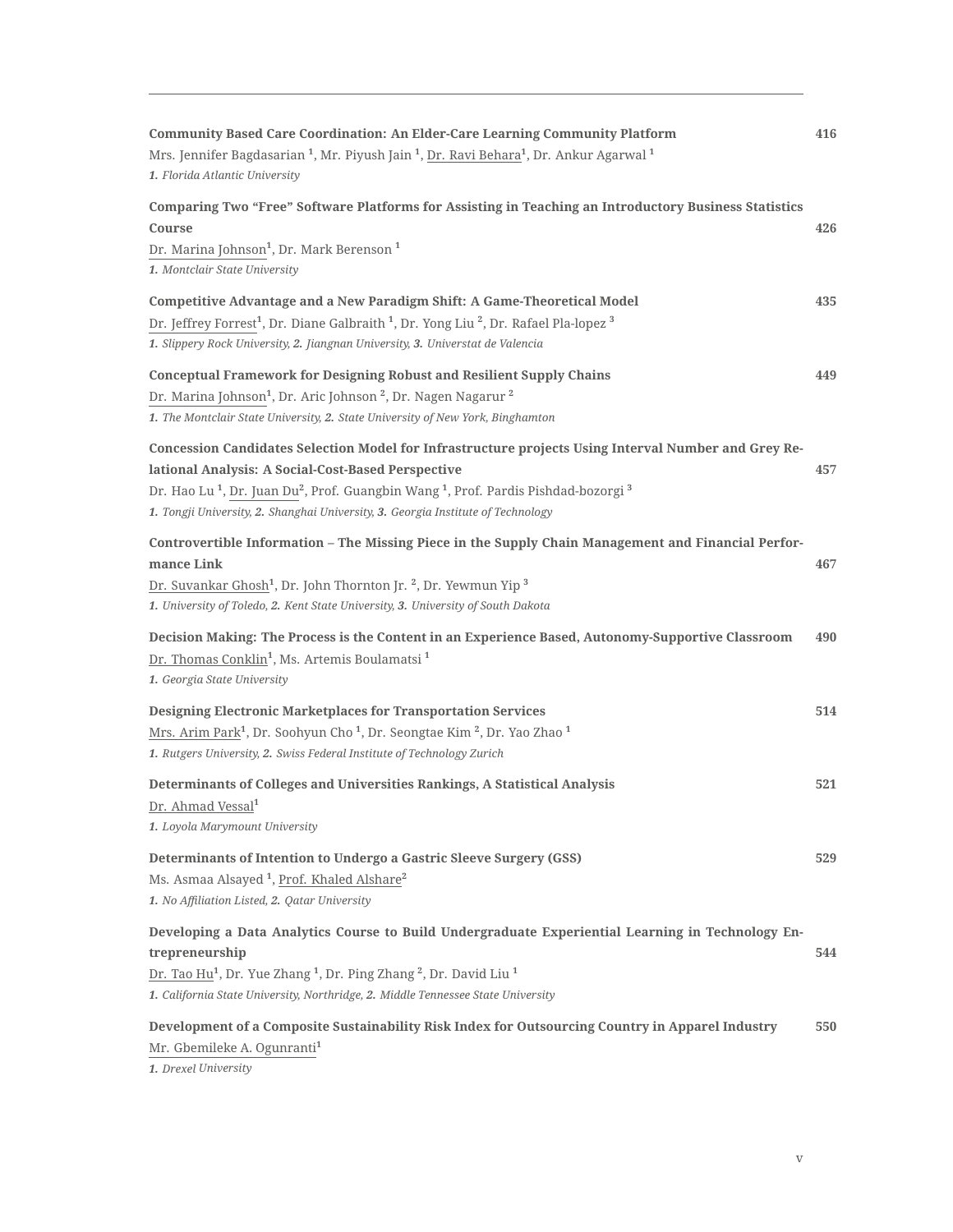**Community Based Care Coordination: An Elder-Care Learning Community Platform** 416
Mrs. Jennifer Bagdasarian [1], Mr. Piyush Jain [1], Dr. Ravi Behara[1], Dr. Ankur Agarwal [1]
*1. Florida Atlantic University*

**Comparing Two "Free" Software Platforms for Assisting in Teaching an Introductory Business Statistics Course** 426
Dr. Marina Johnson[1], Dr. Mark Berenson [1]
*1. Montclair State University*

**Competitive Advantage and a New Paradigm Shift: A Game-Theoretical Model** 435
Dr. Jeffrey Forrest[1], Dr. Diane Galbraith [1], Dr. Yong Liu [2], Dr. Rafael Pla-lopez [3]
*1. Slippery Rock University, 2. Jiangnan University, 3. Universtat de Valencia*

**Conceptual Framework for Designing Robust and Resilient Supply Chains** 449
Dr. Marina Johnson[1], Dr. Aric Johnson [2], Dr. Nagen Nagarur [2]
*1. The Montclair State University, 2. State University of New York, Binghamton*

**Concession Candidates Selection Model for Infrastructure projects Using Interval Number and Grey Relational Analysis: A Social-Cost-Based Perspective** 457
Dr. Hao Lu [1], Dr. Juan Du[2], Prof. Guangbin Wang [1], Prof. Pardis Pishdad-bozorgi [3]
*1. Tongji University, 2. Shanghai University, 3. Georgia Institute of Technology*

**Controvertible Information – The Missing Piece in the Supply Chain Management and Financial Performance Link** 467
Dr. Suvankar Ghosh[1], Dr. John Thornton Jr. [2], Dr. Yewmun Yip [3]
*1. University of Toledo, 2. Kent State University, 3. University of South Dakota*

**Decision Making: The Process is the Content in an Experience Based, Autonomy-Supportive Classroom** 490
Dr. Thomas Conklin[1], Ms. Artemis Boulamatsi [1]
*1. Georgia State University*

**Designing Electronic Marketplaces for Transportation Services** 514
Mrs. Arim Park[1], Dr. Soohyun Cho [1], Dr. Seongtae Kim [2], Dr. Yao Zhao [1]
*1. Rutgers University, 2. Swiss Federal Institute of Technology Zurich*

**Determinants of Colleges and Universities Rankings, A Statistical Analysis** 521
Dr. Ahmad Vessal[1]
*1. Loyola Marymount University*

**Determinants of Intention to Undergo a Gastric Sleeve Surgery (GSS)** 529
Ms. Asmaa Alsayed [1], Prof. Khaled Alshare[2]
*1. No Affiliation Listed, 2. Qatar University*

**Developing a Data Analytics Course to Build Undergraduate Experiential Learning in Technology Entrepreneurship** 544
Dr. Tao Hu[1], Dr. Yue Zhang [1], Dr. Ping Zhang [2], Dr. David Liu [1]
*1. California State University, Northridge, 2. Middle Tennessee State University*

**Development of a Composite Sustainability Risk Index for Outsourcing Country in Apparel Industry** 550
Mr. Gbemileke A. Ogunranti[1]
*1. Drexel University*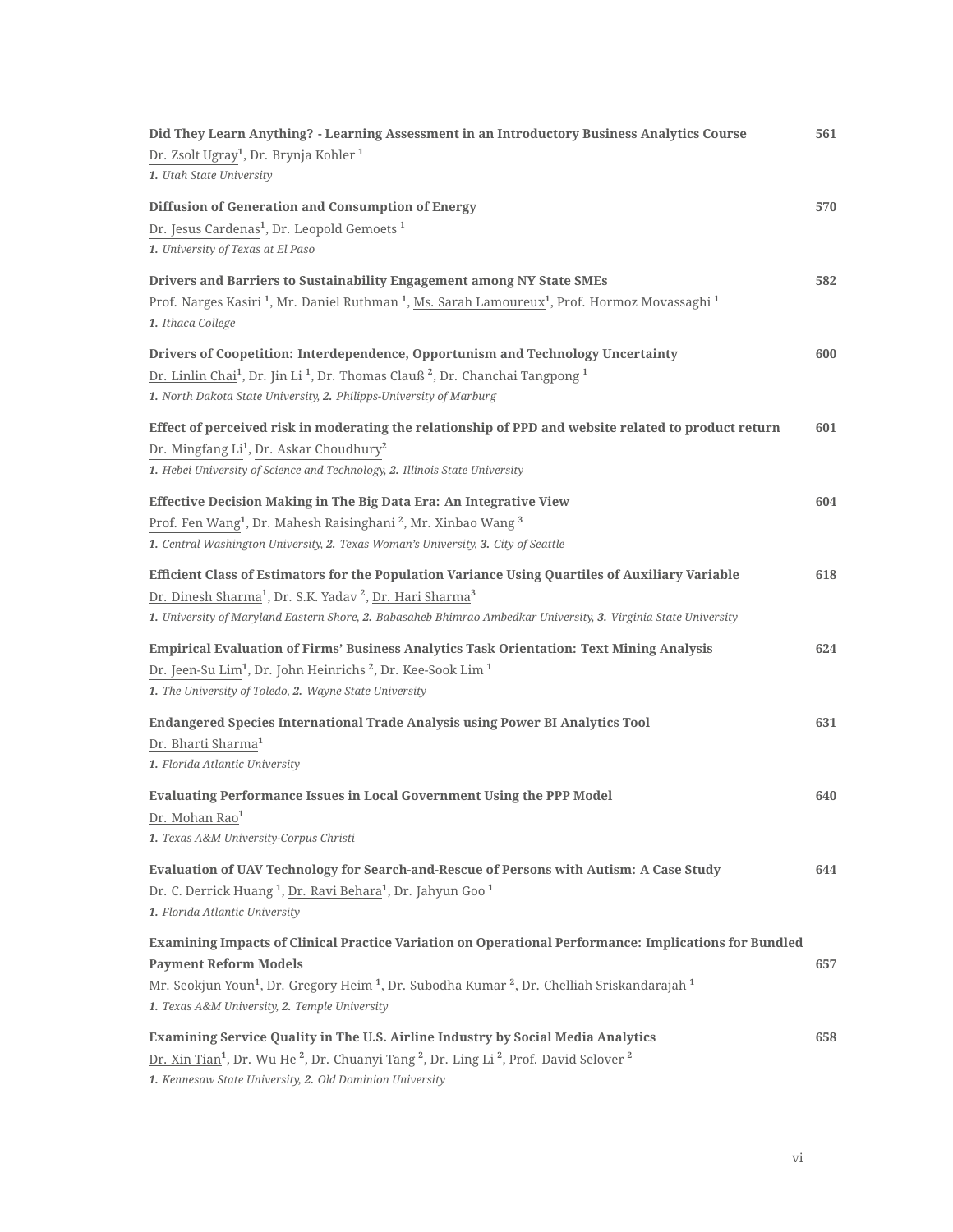**Did They Learn Anything? - Learning Assessment in an Introductory Business Analytics Course** 561

Dr. Zsolt Ugray[1], Dr. Brynja Kohler [1]

*1. Utah State University*

**Diffusion of Generation and Consumption of Energy** 570

Dr. Jesus Cardenas[1], Dr. Leopold Gemoets [1]

*1. University of Texas at El Paso*

**Drivers and Barriers to Sustainability Engagement among NY State SMEs** 582

Prof. Narges Kasiri [1], Mr. Daniel Ruthman [1], Ms. Sarah Lamoureux[1], Prof. Hormoz Movassaghi [1]

*1. Ithaca College*

**Drivers of Coopetition: Interdependence, Opportunism and Technology Uncertainty** 600

Dr. Linlin Chai[1], Dr. Jin Li [1], Dr. Thomas Clauß [2], Dr. Chanchai Tangpong [1]

*1. North Dakota State University, 2. Philipps-University of Marburg*

**Effect of perceived risk in moderating the relationship of PPD and website related to product return** 601

Dr. Mingfang Li[1], Dr. Askar Choudhury[2]

*1. Hebei University of Science and Technology, 2. Illinois State University*

**Effective Decision Making in The Big Data Era: An Integrative View** 604

Prof. Fen Wang[1], Dr. Mahesh Raisinghani [2], Mr. Xinbao Wang [3]

*1. Central Washington University, 2. Texas Woman's University, 3. City of Seattle*

**Efficient Class of Estimators for the Population Variance Using Quartiles of Auxiliary Variable** 618

Dr. Dinesh Sharma[1], Dr. S.K. Yadav [2], Dr. Hari Sharma[3]

*1. University of Maryland Eastern Shore, 2. Babasaheb Bhimrao Ambedkar University, 3. Virginia State University*

**Empirical Evaluation of Firms' Business Analytics Task Orientation: Text Mining Analysis** 624

Dr. Jeen-Su Lim[1], Dr. John Heinrichs [2], Dr. Kee-Sook Lim [1]

*1. The University of Toledo, 2. Wayne State University*

**Endangered Species International Trade Analysis using Power BI Analytics Tool** 631

Dr. Bharti Sharma[1]

*1. Florida Atlantic University*

**Evaluating Performance Issues in Local Government Using the PPP Model** 640

Dr. Mohan Rao[1]

*1. Texas A&M University-Corpus Christi*

**Evaluation of UAV Technology for Search-and-Rescue of Persons with Autism: A Case Study** 644

Dr. C. Derrick Huang [1], Dr. Ravi Behara[1], Dr. Jahyun Goo [1]

*1. Florida Atlantic University*

**Examining Impacts of Clinical Practice Variation on Operational Performance: Implications for Bundled Payment Reform Models** 657

Mr. Seokjun Youn[1], Dr. Gregory Heim [1], Dr. Subodha Kumar [2], Dr. Chelliah Sriskandarajah [1]

*1. Texas A&M University, 2. Temple University*

**Examining Service Quality in The U.S. Airline Industry by Social Media Analytics** 658

Dr. Xin Tian[1], Dr. Wu He [2], Dr. Chuanyi Tang [2], Dr. Ling Li [2], Prof. David Selover [2]

*1. Kennesaw State University, 2. Old Dominion University*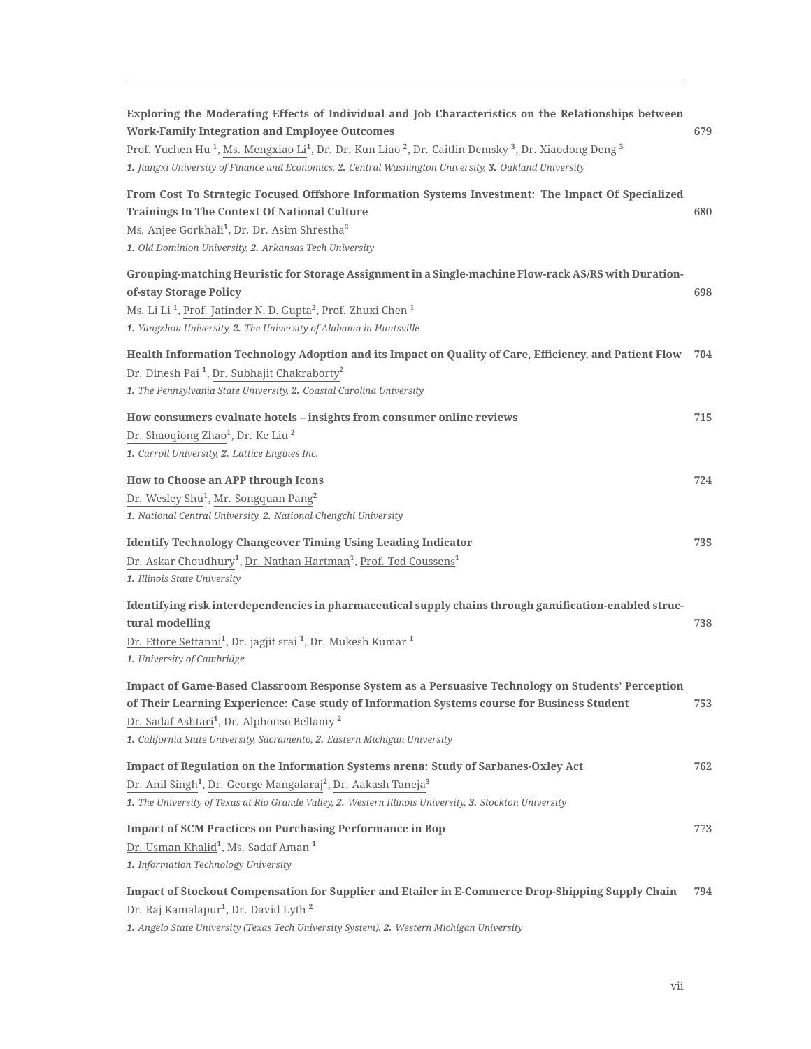**Exploring the Moderating Effects of Individual and Job Characteristics on the Relationships between Work-Family Integration and Employee Outcomes** 679

Prof. Yuchen Hu [1], Ms. Mengxiao Li[1], Dr. Dr. Kun Liao [2], Dr. Caitlin Demsky [3], Dr. Xiaodong Deng [3]

*1. Jiangxi University of Finance and Economics, 2. Central Washington University, 3. Oakland University*

**From Cost To Strategic Focused Offshore Information Systems Investment: The Impact Of Specialized Trainings In The Context Of National Culture** 680

Ms. Anjee Gorkhali[1], Dr. Dr. Asim Shrestha[2]

*1. Old Dominion University, 2. Arkansas Tech University*

**Grouping-matching Heuristic for Storage Assignment in a Single-machine Flow-rack AS/RS with Duration-of-stay Storage Policy** 698

Ms. Li Li [1], Prof. Jatinder N. D. Gupta[2], Prof. Zhuxi Chen [1]

*1. Yangzhou University, 2. The University of Alabama in Huntsville*

**Health Information Technology Adoption and its Impact on Quality of Care, Efficiency, and Patient Flow** 704

Dr. Dinesh Pai [1], Dr. Subhajit Chakraborty[2]

*1. The Pennsylvania State University, 2. Coastal Carolina University*

**How consumers evaluate hotels – insights from consumer online reviews** 715

Dr. Shaoqiong Zhao[1], Dr. Ke Liu [2]

*1. Carroll University, 2. Lattice Engines Inc.*

**How to Choose an APP through Icons** 724

Dr. Wesley Shu[1], Mr. Songquan Pang[2]

*1. National Central University, 2. National Chengchi University*

**Identify Technology Changeover Timing Using Leading Indicator** 735

Dr. Askar Choudhury[1], Dr. Nathan Hartman[1], Prof. Ted Coussens[1]

*1. Illinois State University*

**Identifying risk interdependencies in pharmaceutical supply chains through gamification-enabled structural modelling** 738

Dr. Ettore Settanni[1], Dr. jagjit srai [1], Dr. Mukesh Kumar [1]

*1. University of Cambridge*

**Impact of Game-Based Classroom Response System as a Persuasive Technology on Students' Perception of Their Learning Experience: Case study of Information Systems course for Business Student** 753

Dr. Sadaf Ashtari[1], Dr. Alphonso Bellamy [2]

*1. California State University, Sacramento, 2. Eastern Michigan University*

**Impact of Regulation on the Information Systems arena: Study of Sarbanes-Oxley Act** 762

Dr. Anil Singh[1], Dr. George Mangalaraj[2], Dr. Aakash Taneja[3]

*1. The University of Texas at Rio Grande Valley, 2. Western Illinois University, 3. Stockton University*

**Impact of SCM Practices on Purchasing Performance in Bop** 773

Dr. Usman Khalid[1], Ms. Sadaf Aman [1]

*1. Information Technology University*

**Impact of Stockout Compensation for Supplier and Etailer in E-Commerce Drop-Shipping Supply Chain** 794

Dr. Raj Kamalapur[1], Dr. David Lyth [2]

*1. Angelo State University (Texas Tech University System), 2. Western Michigan University*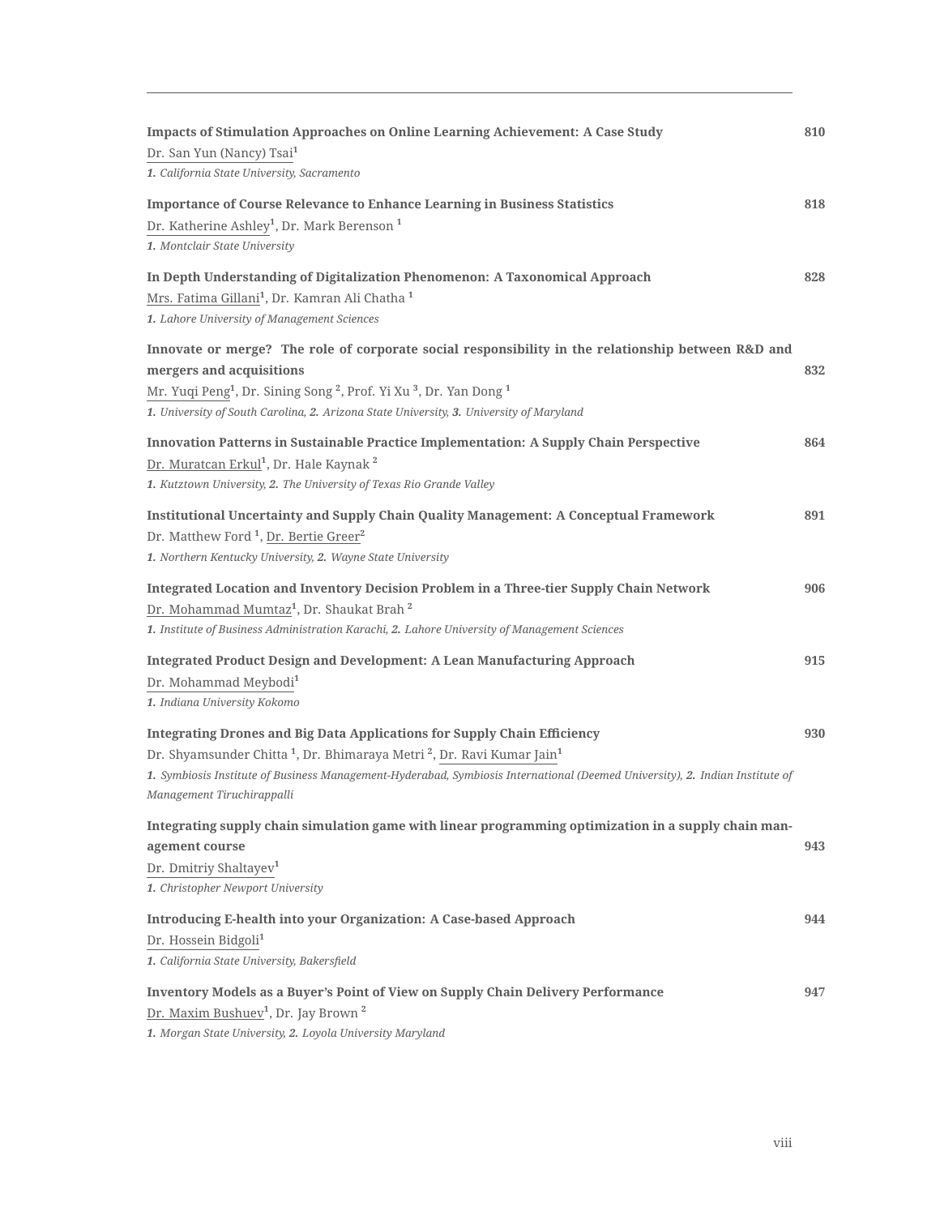**Impacts of Stimulation Approaches on Online Learning Achievement: A Case Study** 810
Dr. San Yun (Nancy) Tsai[1]
*1. California State University, Sacramento*

**Importance of Course Relevance to Enhance Learning in Business Statistics** 818
Dr. Katherine Ashley[1], Dr. Mark Berenson [1]
*1. Montclair State University*

**In Depth Understanding of Digitalization Phenomenon: A Taxonomical Approach** 828
Mrs. Fatima Gillani[1], Dr. Kamran Ali Chatha [1]
*1. Lahore University of Management Sciences*

**Innovate or merge? The role of corporate social responsibility in the relationship between R&D and mergers and acquisitions** 832
Mr. Yuqi Peng[1], Dr. Sining Song [2], Prof. Yi Xu [3], Dr. Yan Dong [1]
*1. University of South Carolina, 2. Arizona State University, 3. University of Maryland*

**Innovation Patterns in Sustainable Practice Implementation: A Supply Chain Perspective** 864
Dr. Muratcan Erkul[1], Dr. Hale Kaynak [2]
*1. Kutztown University, 2. The University of Texas Rio Grande Valley*

**Institutional Uncertainty and Supply Chain Quality Management: A Conceptual Framework** 891
Dr. Matthew Ford [1], Dr. Bertie Greer[2]
*1. Northern Kentucky University, 2. Wayne State University*

**Integrated Location and Inventory Decision Problem in a Three-tier Supply Chain Network** 906
Dr. Mohammad Mumtaz[1], Dr. Shaukat Brah [2]
*1. Institute of Business Administration Karachi, 2. Lahore University of Management Sciences*

**Integrated Product Design and Development: A Lean Manufacturing Approach** 915
Dr. Mohammad Meybodi[1]
*1. Indiana University Kokomo*

**Integrating Drones and Big Data Applications for Supply Chain Efficiency** 930
Dr. Shyamsunder Chitta [1], Dr. Bhimaraya Metri [2], Dr. Ravi Kumar Jain[1]
*1. Symbiosis Institute of Business Management-Hyderabad, Symbiosis International (Deemed University), 2. Indian Institute of Management Tiruchirappalli*

**Integrating supply chain simulation game with linear programming optimization in a supply chain management course** 943
Dr. Dmitriy Shaltayev[1]
*1. Christopher Newport University*

**Introducing E-health into your Organization: A Case-based Approach** 944
Dr. Hossein Bidgoli[1]
*1. California State University, Bakersfield*

**Inventory Models as a Buyer's Point of View on Supply Chain Delivery Performance** 947
Dr. Maxim Bushuev[1], Dr. Jay Brown [2]
*1. Morgan State University, 2. Loyola University Maryland*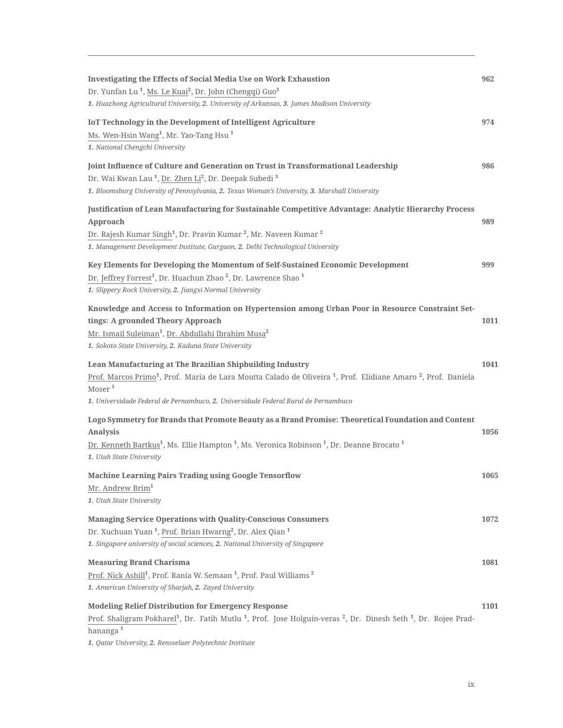**Investigating the Effects of Social Media Use on Work Exhaustion** 962
Dr. Yunfan Lu [1], Ms. Le Kuai[2], Dr. John (Chengqi) Guo[3]
*1. Huazhong Agricultural University, 2. University of Arkansas, 3. James Madison University*

**IoT Technology in the Development of Intelligent Agriculture** 974
Ms. Wen-Hsin Wang[1], Mr. Yao-Tang Hsu [1]
*1. National Chengchi University*

**Joint Influence of Culture and Generation on Trust in Transformational Leadership** 986
Dr. Wai Kwan Lau [1], Dr. Zhen Li[2], Dr. Deepak Subedi [3]
*1. Bloomsburg University of Pennsylvania, 2. Texas Woman's University, 3. Marshall University*

**Justification of Lean Manufacturing for Sustainable Competitive Advantage: Analytic Hierarchy Process Approach** 989
Dr. Rajesh Kumar Singh[1], Dr. Pravin Kumar [2], Mr. Naveen Kumar [2]
*1. Management Development Institute, Gurgaon, 2. Delhi Technological University*

**Key Elements for Developing the Momentum of Self-Sustained Economic Development** 999
Dr. Jeffrey Forrest[1], Dr. Huachun Zhao [2], Dr. Lawrence Shao [1]
*1. Slippery Rock University, 2. Jiangxi Normal University*

**Knowledge and Access to Information on Hypertension among Urban Poor in Resource Constraint Settings: A grounded Theory Approach** 1011
Mr. Ismail Suleiman[1], Dr. Abdullahi Ibrahim Musa[2]
*1. Sokoto State University, 2. Kaduna State University*

**Lean Manufacturing at The Brazilian Shipbuilding Industry** 1041
Prof. Marcos Primo[1], Prof. Maria de Lara Moutta Calado de Oliveira [1], Prof. Elidiane Amaro [2], Prof. Daniela Moser [1]
*1. Universidade Federal de Pernambuco, 2. Universidade Federal Rural de Pernambuco*

**Logo Symmetry for Brands that Promote Beauty as a Brand Promise: Theoretical Foundation and Content Analysis** 1056
Dr. Kenneth Bartkus[1], Ms. Ellie Hampton [1], Ms. Veronica Robinson [1], Dr. Deanne Brocato [1]
*1. Utah State University*

**Machine Learning Pairs Trading using Google Tensorflow** 1065
Mr. Andrew Brim[1]
*1. Utah State University*

**Managing Service Operations with Quality-Conscious Consumers** 1072
Dr. Xuchuan Yuan [1], Prof. Brian Hwarng[2], Dr. Alex Qian [1]
*1. Singapore university of social sciences, 2. National University of Singapore*

**Measuring Brand Charisma** 1081
Prof. Nick Ashill[1], Prof. Rania W. Semaan [1], Prof. Paul Williams [2]
*1. American University of Sharjah, 2. Zayed University*

**Modeling Relief Distribution for Emergency Response** 1101
Prof. Shaligram Pokharel[1], Dr. Fatih Mutlu [1], Prof. Jose Holguin-veras [2], Dr. Dinesh Seth [1], Dr. Rojee Pradhananga [1]
*1. Qatar University, 2. Rensselaer Polytechnic Institute*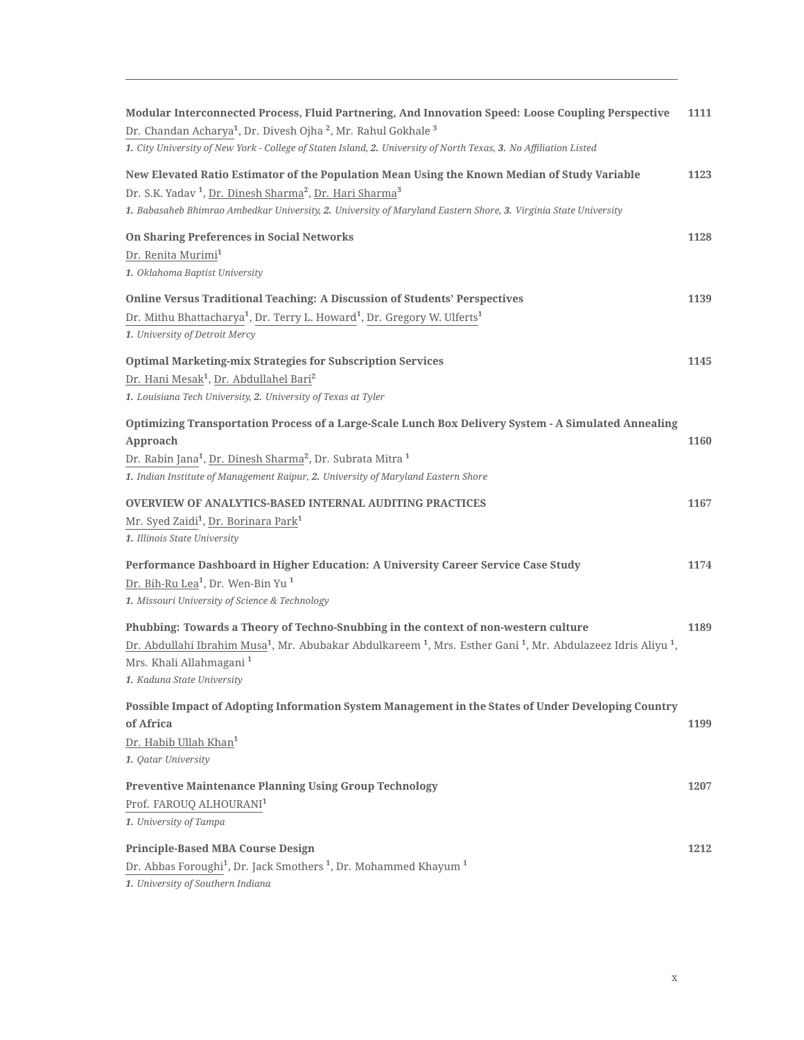**Modular Interconnected Process, Fluid Partnering, And Innovation Speed: Loose Coupling Perspective** 1111
Dr. Chandan Acharya[1], Dr. Divesh Ojha [2], Mr. Rahul Gokhale [3]
*1. City University of New York - College of Staten Island, 2. University of North Texas, 3. No Affiliation Listed*

**New Elevated Ratio Estimator of the Population Mean Using the Known Median of Study Variable** 1123
Dr. S.K. Yadav [1], Dr. Dinesh Sharma[2], Dr. Hari Sharma[3]
*1. Babasaheb Bhimrao Ambedkar University, 2. University of Maryland Eastern Shore, 3. Virginia State University*

**On Sharing Preferences in Social Networks** 1128
Dr. Renita Murimi[1]
*1. Oklahoma Baptist University*

**Online Versus Traditional Teaching: A Discussion of Students' Perspectives** 1139
Dr. Mithu Bhattacharya[1], Dr. Terry L. Howard[1], Dr. Gregory W. Ulferts[1]
*1. University of Detroit Mercy*

**Optimal Marketing-mix Strategies for Subscription Services** 1145
Dr. Hani Mesak[1], Dr. Abdullahel Bari[2]
*1. Louisiana Tech University, 2. University of Texas at Tyler*

**Optimizing Transportation Process of a Large-Scale Lunch Box Delivery System - A Simulated Annealing Approach** 1160
Dr. Rabin Jana[1], Dr. Dinesh Sharma[2], Dr. Subrata Mitra [1]
*1. Indian Institute of Management Raipur, 2. University of Maryland Eastern Shore*

**OVERVIEW OF ANALYTICS-BASED INTERNAL AUDITING PRACTICES** 1167
Mr. Syed Zaidi[1], Dr. Borinara Park[1]
*1. Illinois State University*

**Performance Dashboard in Higher Education: A University Career Service Case Study** 1174
Dr. Bih-Ru Lea[1], Dr. Wen-Bin Yu [1]
*1. Missouri University of Science & Technology*

**Phubbing: Towards a Theory of Techno-Snubbing in the context of non-western culture** 1189
Dr. Abdullahi Ibrahim Musa[1], Mr. Abubakar Abdulkareem [1], Mrs. Esther Gani [1], Mr. Abdulazeez Idris Aliyu [1], Mrs. Khali Allahmagani [1]
*1. Kaduna State University*

**Possible Impact of Adopting Information System Management in the States of Under Developing Country of Africa** 1199
Dr. Habib Ullah Khan[1]
*1. Qatar University*

**Preventive Maintenance Planning Using Group Technology** 1207
Prof. FAROUQ ALHOURANI[1]
*1. University of Tampa*

**Principle-Based MBA Course Design** 1212
Dr. Abbas Foroughi[1], Dr. Jack Smothers [1], Dr. Mohammed Khayum [1]
*1. University of Southern Indiana*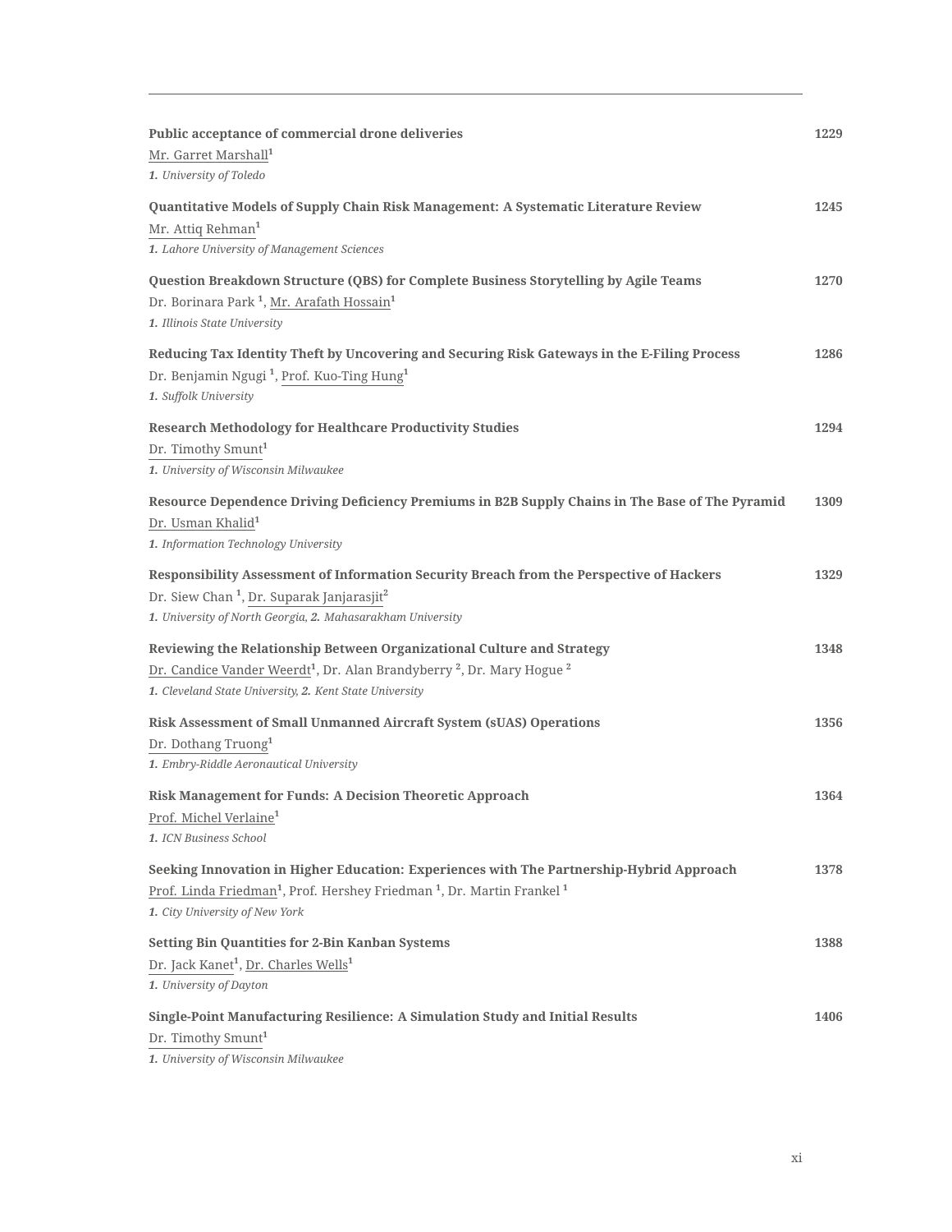**Public acceptance of commercial drone deliveries** **1229**
Mr. Garret Marshall[1]
*1. University of Toledo*

**Quantitative Models of Supply Chain Risk Management: A Systematic Literature Review** **1245**
Mr. Attiq Rehman[1]
*1. Lahore University of Management Sciences*

**Question Breakdown Structure (QBS) for Complete Business Storytelling by Agile Teams** **1270**
Dr. Borinara Park [1], Mr. Arafath Hossain[1]
*1. Illinois State University*

**Reducing Tax Identity Theft by Uncovering and Securing Risk Gateways in the E-Filing Process** **1286**
Dr. Benjamin Ngugi [1], Prof. Kuo-Ting Hung[1]
*1. Suffolk University*

**Research Methodology for Healthcare Productivity Studies** **1294**
Dr. Timothy Smunt[1]
*1. University of Wisconsin Milwaukee*

**Resource Dependence Driving Deficiency Premiums in B2B Supply Chains in The Base of The Pyramid** **1309**
Dr. Usman Khalid[1]
*1. Information Technology University*

**Responsibility Assessment of Information Security Breach from the Perspective of Hackers** **1329**
Dr. Siew Chan [1], Dr. Suparak Janjarasjit[2]
*1. University of North Georgia, 2. Mahasarakham University*

**Reviewing the Relationship Between Organizational Culture and Strategy** **1348**
Dr. Candice Vander Weerdt[1], Dr. Alan Brandyberry [2], Dr. Mary Hogue [2]
*1. Cleveland State University, 2. Kent State University*

**Risk Assessment of Small Unmanned Aircraft System (sUAS) Operations** **1356**
Dr. Dothang Truong[1]
*1. Embry-Riddle Aeronautical University*

**Risk Management for Funds: A Decision Theoretic Approach** **1364**
Prof. Michel Verlaine[1]
*1. ICN Business School*

**Seeking Innovation in Higher Education: Experiences with The Partnership-Hybrid Approach** **1378**
Prof. Linda Friedman[1], Prof. Hershey Friedman [1], Dr. Martin Frankel [1]
*1. City University of New York*

**Setting Bin Quantities for 2-Bin Kanban Systems** **1388**
Dr. Jack Kanet[1], Dr. Charles Wells[1]
*1. University of Dayton*

**Single-Point Manufacturing Resilience: A Simulation Study and Initial Results** **1406**
Dr. Timothy Smunt[1]
*1. University of Wisconsin Milwaukee*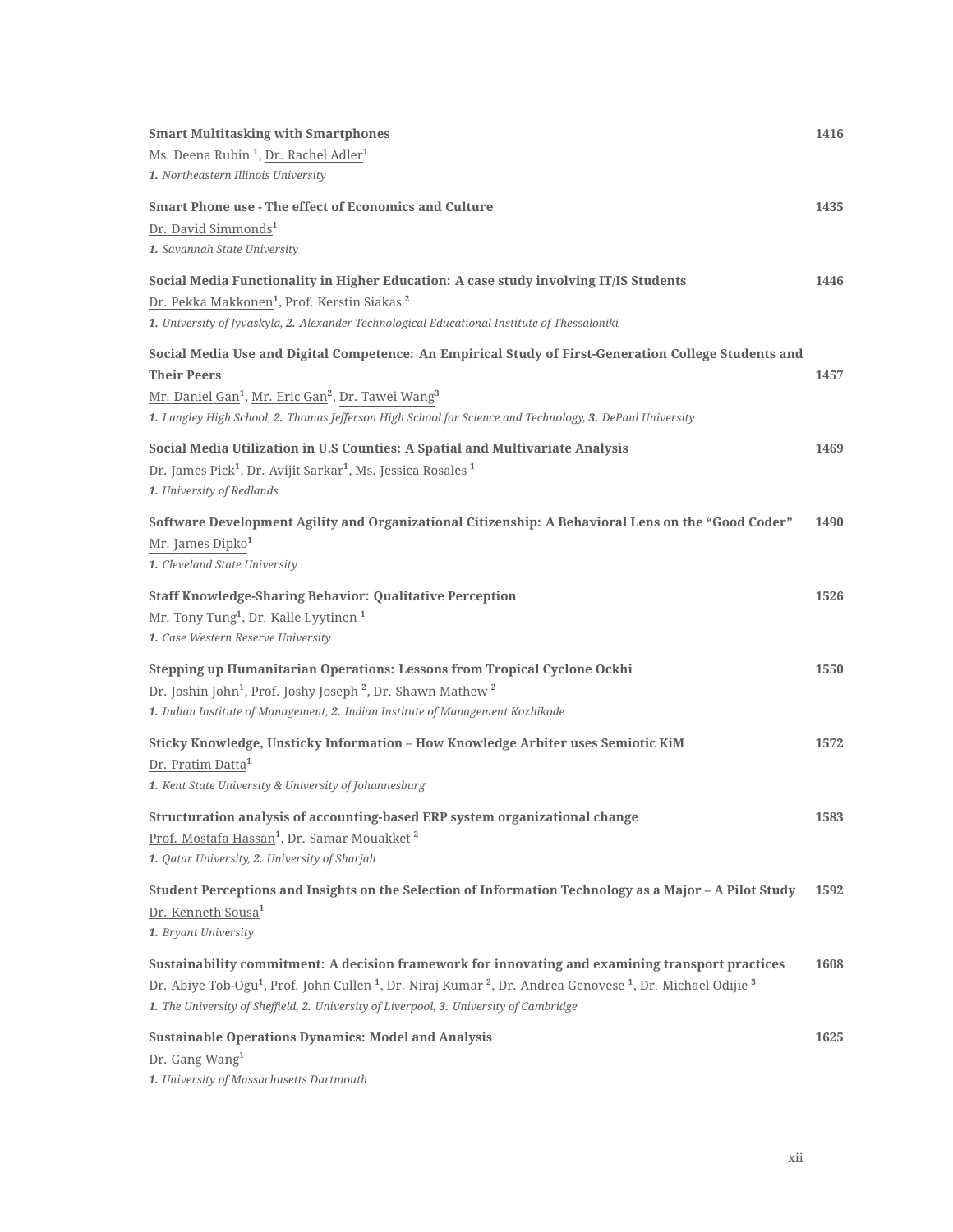**Smart Multitasking with Smartphones** 1416

Ms. Deena Rubin [1], Dr. Rachel Adler[1]

*1. Northeastern Illinois University*

**Smart Phone use - The effect of Economics and Culture** 1435

Dr. David Simmonds[1]

*1. Savannah State University*

**Social Media Functionality in Higher Education: A case study involving IT/IS Students** 1446

Dr. Pekka Makkonen[1], Prof. Kerstin Siakas [2]

*1. University of Jyvaskyla, 2. Alexander Technological Educational Institute of Thessaloniki*

**Social Media Use and Digital Competence: An Empirical Study of First-Generation College Students and Their Peers** 1457

Mr. Daniel Gan[1], Mr. Eric Gan[2], Dr. Tawei Wang[3]

*1. Langley High School, 2. Thomas Jefferson High School for Science and Technology, 3. DePaul University*

**Social Media Utilization in U.S Counties: A Spatial and Multivariate Analysis** 1469

Dr. James Pick[1], Dr. Avijit Sarkar[1], Ms. Jessica Rosales [1]

*1. University of Redlands*

**Software Development Agility and Organizational Citizenship: A Behavioral Lens on the "Good Coder"** 1490

Mr. James Dipko[1]

*1. Cleveland State University*

**Staff Knowledge-Sharing Behavior: Qualitative Perception** 1526

Mr. Tony Tung[1], Dr. Kalle Lyytinen [1]

*1. Case Western Reserve University*

**Stepping up Humanitarian Operations: Lessons from Tropical Cyclone Ockhi** 1550

Dr. Joshin John[1], Prof. Joshy Joseph [2], Dr. Shawn Mathew [2]

*1. Indian Institute of Management, 2. Indian Institute of Management Kozhikode*

**Sticky Knowledge, Unsticky Information – How Knowledge Arbiter uses Semiotic KiM** 1572

Dr. Pratim Datta[1]

*1. Kent State University & University of Johannesburg*

**Structuration analysis of accounting-based ERP system organizational change** 1583

Prof. Mostafa Hassan[1], Dr. Samar Mouakket [2]

*1. Qatar University, 2. University of Sharjah*

**Student Perceptions and Insights on the Selection of Information Technology as a Major – A Pilot Study** 1592

Dr. Kenneth Sousa[1]

*1. Bryant University*

**Sustainability commitment: A decision framework for innovating and examining transport practices** 1608

Dr. Abiye Tob-Ogu[1], Prof. John Cullen [1], Dr. Niraj Kumar [2], Dr. Andrea Genovese [1], Dr. Michael Odijie [3]

*1. The University of Sheffield, 2. University of Liverpool, 3. University of Cambridge*

**Sustainable Operations Dynamics: Model and Analysis** 1625

Dr. Gang Wang[1]

*1. University of Massachusetts Dartmouth*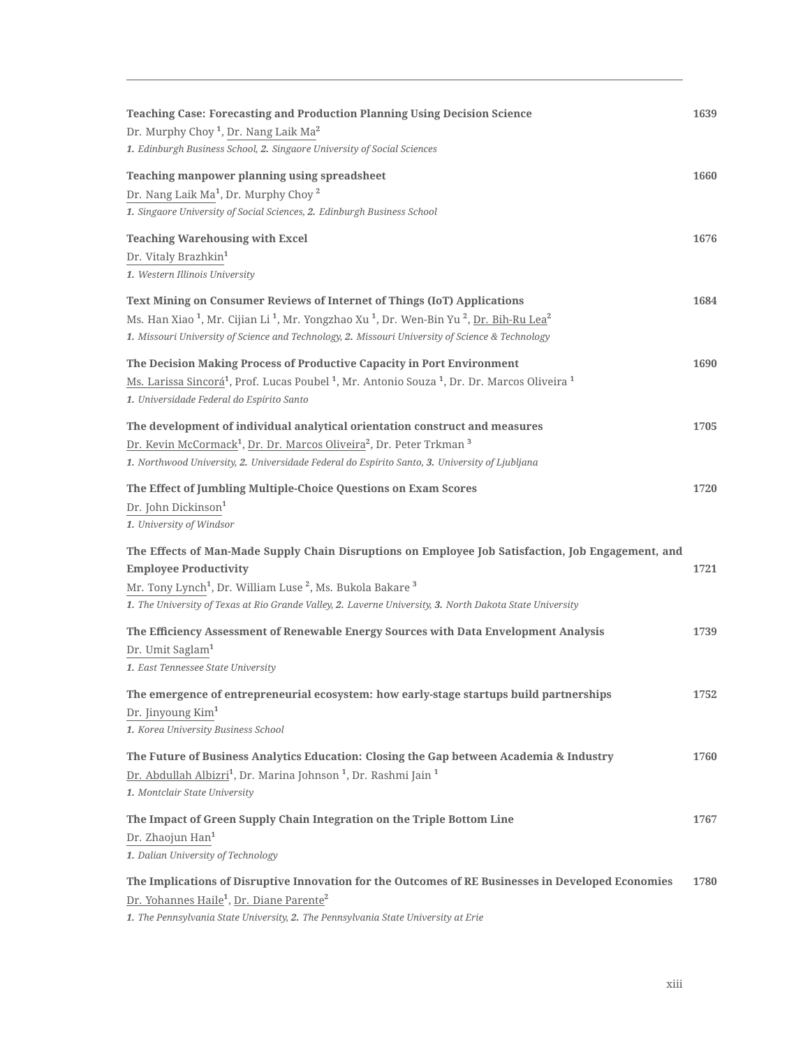**Teaching Case: Forecasting and Production Planning Using Decision Science** 1639

Dr. Murphy Choy [1], Dr. Nang Laik Ma[2]

*1. Edinburgh Business School, 2. Singaore University of Social Sciences*

**Teaching manpower planning using spreadsheet** 1660

Dr. Nang Laik Ma[1], Dr. Murphy Choy [2]

*1. Singaore University of Social Sciences, 2. Edinburgh Business School*

**Teaching Warehousing with Excel** 1676

Dr. Vitaly Brazhkin[1]

*1. Western Illinois University*

**Text Mining on Consumer Reviews of Internet of Things (IoT) Applications** 1684

Ms. Han Xiao [1], Mr. Cijian Li [1], Mr. Yongzhao Xu [1], Dr. Wen-Bin Yu [2], Dr. Bih-Ru Lea[2]

*1. Missouri University of Science and Technology, 2. Missouri University of Science & Technology*

**The Decision Making Process of Productive Capacity in Port Environment** 1690

Ms. Larissa Sincorá[1], Prof. Lucas Poubel [1], Mr. Antonio Souza [1], Dr. Dr. Marcos Oliveira [1]

*1. Universidade Federal do Espírito Santo*

**The development of individual analytical orientation construct and measures** 1705

Dr. Kevin McCormack[1], Dr. Dr. Marcos Oliveira[2], Dr. Peter Trkman [3]

*1. Northwood University, 2. Universidade Federal do Espírito Santo, 3. University of Ljubljana*

**The Effect of Jumbling Multiple-Choice Questions on Exam Scores** 1720

Dr. John Dickinson[1]

*1. University of Windsor*

**The Effects of Man-Made Supply Chain Disruptions on Employee Job Satisfaction, Job Engagement, and Employee Productivity** 1721

Mr. Tony Lynch[1], Dr. William Luse [2], Ms. Bukola Bakare [3]

*1. The University of Texas at Rio Grande Valley, 2. Laverne University, 3. North Dakota State University*

**The Efficiency Assessment of Renewable Energy Sources with Data Envelopment Analysis** 1739

Dr. Umit Saglam[1]

*1. East Tennessee State University*

**The emergence of entrepreneurial ecosystem: how early-stage startups build partnerships** 1752

Dr. Jinyoung Kim[1]

*1. Korea University Business School*

**The Future of Business Analytics Education: Closing the Gap between Academia & Industry** 1760

Dr. Abdullah Albizri[1], Dr. Marina Johnson [1], Dr. Rashmi Jain [1]

*1. Montclair State University*

**The Impact of Green Supply Chain Integration on the Triple Bottom Line** 1767

Dr. Zhaojun Han[1]

*1. Dalian University of Technology*

**The Implications of Disruptive Innovation for the Outcomes of RE Businesses in Developed Economies** 1780

Dr. Yohannes Haile[1], Dr. Diane Parente[2]

*1. The Pennsylvania State University, 2. The Pennsylvania State University at Erie*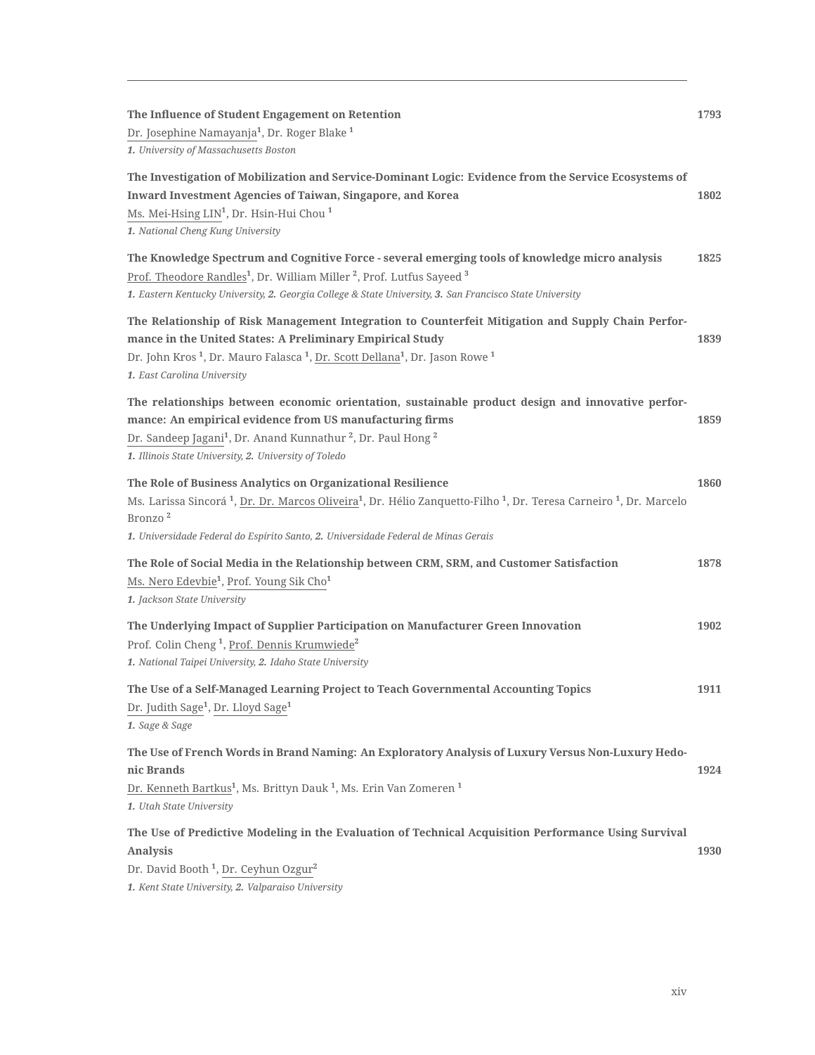**The Influence of Student Engagement on Retention** **1793**
Dr. Josephine Namayanja[1], Dr. Roger Blake [1]
*1. University of Massachusetts Boston*

**The Investigation of Mobilization and Service-Dominant Logic: Evidence from the Service Ecosystems of Inward Investment Agencies of Taiwan, Singapore, and Korea** **1802**
Ms. Mei-Hsing LIN[1], Dr. Hsin-Hui Chou [1]
*1. National Cheng Kung University*

**The Knowledge Spectrum and Cognitive Force - several emerging tools of knowledge micro analysis** **1825**
Prof. Theodore Randles[1], Dr. William Miller [2], Prof. Lutfus Sayeed [3]
*1. Eastern Kentucky University, 2. Georgia College & State University, 3. San Francisco State University*

**The Relationship of Risk Management Integration to Counterfeit Mitigation and Supply Chain Performance in the United States: A Preliminary Empirical Study** **1839**
Dr. John Kros [1], Dr. Mauro Falasca [1], Dr. Scott Dellana[1], Dr. Jason Rowe [1]
*1. East Carolina University*

**The relationships between economic orientation, sustainable product design and innovative performance: An empirical evidence from US manufacturing firms** **1859**
Dr. Sandeep Jagani[1], Dr. Anand Kunnathur [2], Dr. Paul Hong [2]
*1. Illinois State University, 2. University of Toledo*

**The Role of Business Analytics on Organizational Resilience** **1860**
Ms. Larissa Sincorá [1], Dr. Dr. Marcos Oliveira[1], Dr. Hélio Zanquetto-Filho [1], Dr. Teresa Carneiro [1], Dr. Marcelo Bronzo [2]
*1. Universidade Federal do Espírito Santo, 2. Universidade Federal de Minas Gerais*

**The Role of Social Media in the Relationship between CRM, SRM, and Customer Satisfaction** **1878**
Ms. Nero Edevbie[1], Prof. Young Sik Cho[1]
*1. Jackson State University*

**The Underlying Impact of Supplier Participation on Manufacturer Green Innovation** **1902**
Prof. Colin Cheng [1], Prof. Dennis Krumwiede[2]
*1. National Taipei University, 2. Idaho State University*

**The Use of a Self-Managed Learning Project to Teach Governmental Accounting Topics** **1911**
Dr. Judith Sage[1], Dr. Lloyd Sage[1]
*1. Sage & Sage*

**The Use of French Words in Brand Naming: An Exploratory Analysis of Luxury Versus Non-Luxury Hedonic Brands** **1924**
Dr. Kenneth Bartkus[1], Ms. Brittyn Dauk [1], Ms. Erin Van Zomeren [1]
*1. Utah State University*

**The Use of Predictive Modeling in the Evaluation of Technical Acquisition Performance Using Survival Analysis** **1930**
Dr. David Booth [1], Dr. Ceyhun Ozgur[2]
*1. Kent State University, 2. Valparaiso University*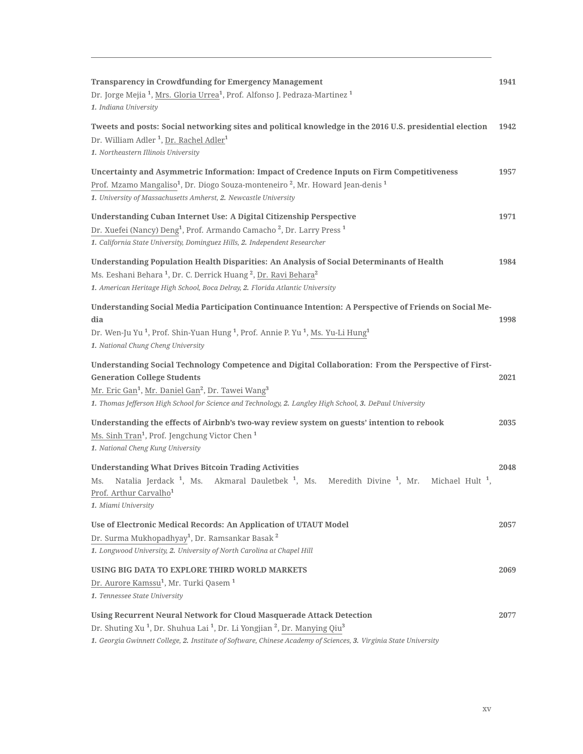**Transparency in Crowdfunding for Emergency Management** 1941

Dr. Jorge Mejia [1], Mrs. Gloria Urrea[1], Prof. Alfonso J. Pedraza-Martinez [1]

*1. Indiana University*

**Tweets and posts: Social networking sites and political knowledge in the 2016 U.S. presidential election** 1942

Dr. William Adler [1], Dr. Rachel Adler[1]

*1. Northeastern Illinois University*

**Uncertainty and Asymmetric Information: Impact of Credence Inputs on Firm Competitiveness** 1957

Prof. Mzamo Mangaliso[1], Dr. Diogo Souza-monteneiro [2], Mr. Howard Jean-denis [1]

*1. University of Massachusetts Amherst, 2. Newcastle University*

**Understanding Cuban Internet Use: A Digital Citizenship Perspective** 1971

Dr. Xuefei (Nancy) Deng[1], Prof. Armando Camacho [2], Dr. Larry Press [1]

*1. California State University, Dominguez Hills, 2. Independent Researcher*

**Understanding Population Health Disparities: An Analysis of Social Determinants of Health** 1984

Ms. Eeshani Behara [1], Dr. C. Derrick Huang [2], Dr. Ravi Behara[2]

*1. American Heritage High School, Boca Delray, 2. Florida Atlantic University*

**Understanding Social Media Participation Continuance Intention: A Perspective of Friends on Social Media** 1998

Dr. Wen-Ju Yu [1], Prof. Shin-Yuan Hung [1], Prof. Annie P. Yu [1], Ms. Yu-Li Hung[1]

*1. National Chung Cheng University*

**Understanding Social Technology Competence and Digital Collaboration: From the Perspective of First-Generation College Students** 2021

Mr. Eric Gan[1], Mr. Daniel Gan[2], Dr. Tawei Wang[3]

*1. Thomas Jefferson High School for Science and Technology, 2. Langley High School, 3. DePaul University*

**Understanding the effects of Airbnb's two-way review system on guests' intention to rebook** 2035

Ms. Sinh Tran[1], Prof. Jengchung Victor Chen [1]

*1. National Cheng Kung University*

**Understanding What Drives Bitcoin Trading Activities** 2048

Ms. Natalia Jerdack [1], Ms. Akmaral Dauletbek [1], Ms. Meredith Divine [1], Mr. Michael Hult [1], Prof. Arthur Carvalho[1]

*1. Miami University*

**Use of Electronic Medical Records: An Application of UTAUT Model** 2057

Dr. Surma Mukhopadhyay[1], Dr. Ramsankar Basak [2]

*1. Longwood University, 2. University of North Carolina at Chapel Hill*

**USING BIG DATA TO EXPLORE THIRD WORLD MARKETS** 2069

Dr. Aurore Kamssu[1], Mr. Turki Qasem [1]

*1. Tennessee State University*

**Using Recurrent Neural Network for Cloud Masquerade Attack Detection** 2077

Dr. Shuting Xu [1], Dr. Shuhua Lai [1], Dr. Li Yongjian [2], Dr. Manying Qiu[3]

*1. Georgia Gwinnett College, 2. Institute of Software, Chinese Academy of Sciences, 3. Virginia State University*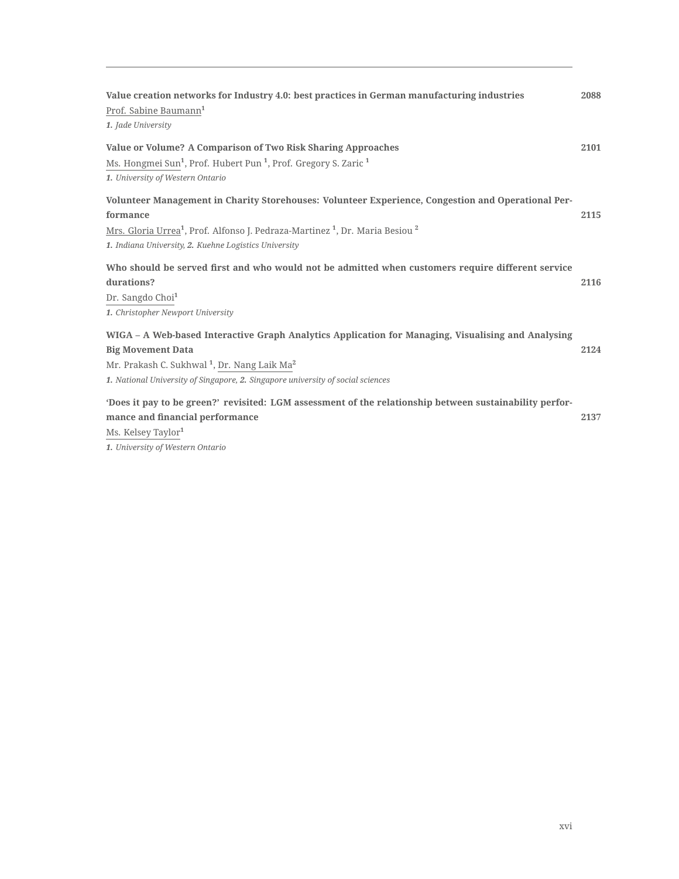**Value creation networks for Industry 4.0: best practices in German manufacturing industries** **2088**

Prof. Sabine Baumann[1]

*1. Jade University*

**Value or Volume? A Comparison of Two Risk Sharing Approaches** **2101**

Ms. Hongmei Sun[1], Prof. Hubert Pun [1], Prof. Gregory S. Zaric [1]

*1. University of Western Ontario*

**Volunteer Management in Charity Storehouses: Volunteer Experience, Congestion and Operational Performance** **2115**

Mrs. Gloria Urrea[1], Prof. Alfonso J. Pedraza-Martinez [1], Dr. Maria Besiou [2]

*1. Indiana University, 2. Kuehne Logistics University*

**Who should be served first and who would not be admitted when customers require different service durations?** **2116**

Dr. Sangdo Choi[1]

*1. Christopher Newport University*

**WIGA – A Web-based Interactive Graph Analytics Application for Managing, Visualising and Analysing Big Movement Data** **2124**

Mr. Prakash C. Sukhwal [1], Dr. Nang Laik Ma[2]

*1. National University of Singapore, 2. Singapore university of social sciences*

**'Does it pay to be green?' revisited: LGM assessment of the relationship between sustainability performance and financial performance** **2137**

Ms. Kelsey Taylor[1]

*1. University of Western Ontario*